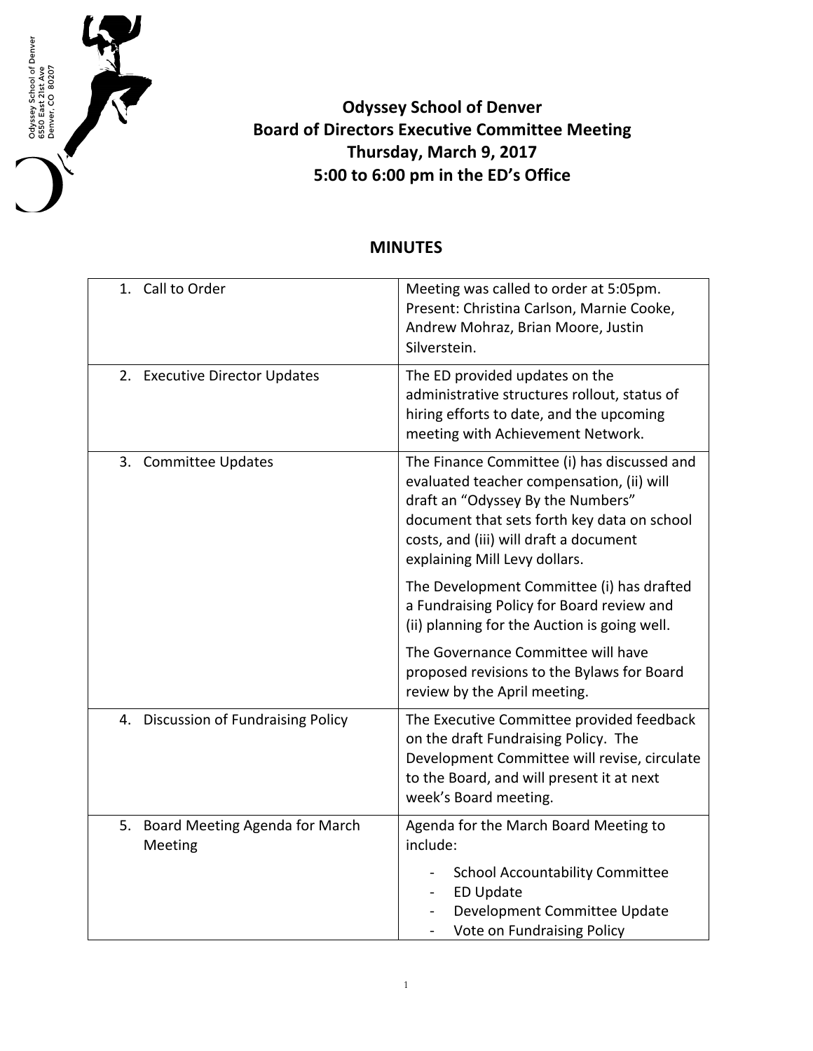Odyssey School of Denver
6550 East 21st Ave
Denver, CO 80207

# Odyssey School of Denver
## Board of Directors Executive Committee Meeting
## Thursday, March 9, 2017
## 5:00 to 6:00 pm in the ED's Office

## MINUTES

| | |
|---|---|
| 1. Call to Order | Meeting was called to order at 5:05pm. Present: Christina Carlson, Marnie Cooke, Andrew Mohraz, Brian Moore, Justin Silverstein. |
| 2. Executive Director Updates | The ED provided updates on the administrative structures rollout, status of hiring efforts to date, and the upcoming meeting with Achievement Network. |
| 3. Committee Updates | The Finance Committee (i) has discussed and evaluated teacher compensation, (ii) will draft an "Odyssey By the Numbers" document that sets forth key data on school costs, and (iii) will draft a document explaining Mill Levy dollars.<br><br>The Development Committee (i) has drafted a Fundraising Policy for Board review and (ii) planning for the Auction is going well.<br><br>The Governance Committee will have proposed revisions to the Bylaws for Board review by the April meeting. |
| 4. Discussion of Fundraising Policy | The Executive Committee provided feedback on the draft Fundraising Policy. The Development Committee will revise, circulate to the Board, and will present it at next week's Board meeting. |
| 5. Board Meeting Agenda for March Meeting | Agenda for the March Board Meeting to include:<br>- School Accountability Committee<br>- ED Update<br>- Development Committee Update<br>- Vote on Fundraising Policy |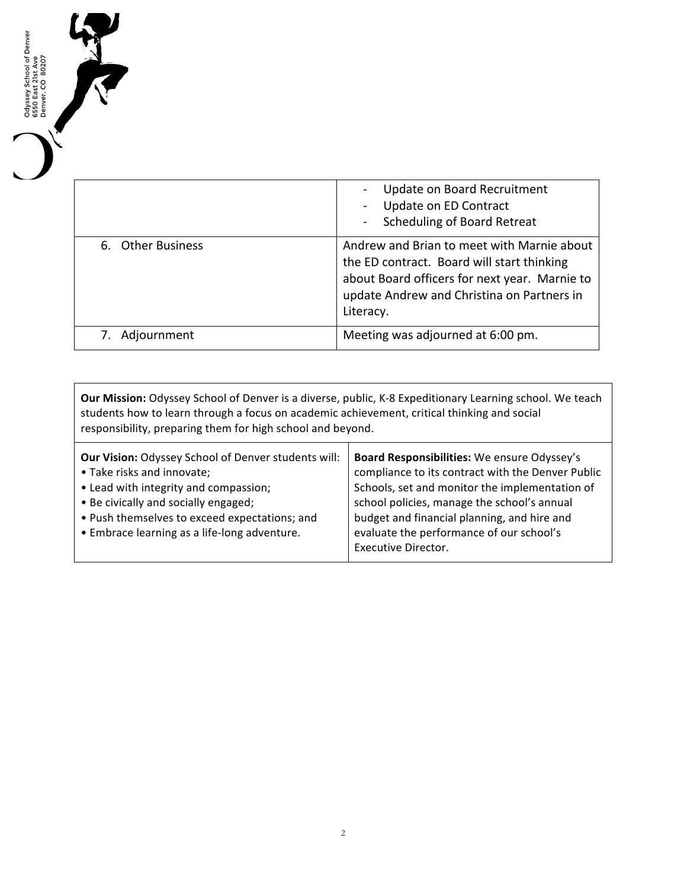| | |
|---|---|
| | - Update on Board Recruitment<br>- Update on ED Contract<br>- Scheduling of Board Retreat |
| 6. Other Business | Andrew and Brian to meet with Marnie about the ED contract. Board will start thinking about Board officers for next year. Marnie to update Andrew and Christina on Partners in Literacy. |
| 7. Adjournment | Meeting was adjourned at 6:00 pm. |

| | |
|---|---|
| **Our Mission:** Odyssey School of Denver is a diverse, public, K-8 Expeditionary Learning school. We teach students how to learn through a focus on academic achievement, critical thinking and social responsibility, preparing them for high school and beyond. | |
| **Our Vision:** Odyssey School of Denver students will:<br>• Take risks and innovate;<br>• Lead with integrity and compassion;<br>• Be civically and socially engaged;<br>• Push themselves to exceed expectations; and<br>• Embrace learning as a life-long adventure. | **Board Responsibilities:** We ensure Odyssey's compliance to its contract with the Denver Public Schools, set and monitor the implementation of school policies, manage the school's annual budget and financial planning, and hire and evaluate the performance of our school's Executive Director. |